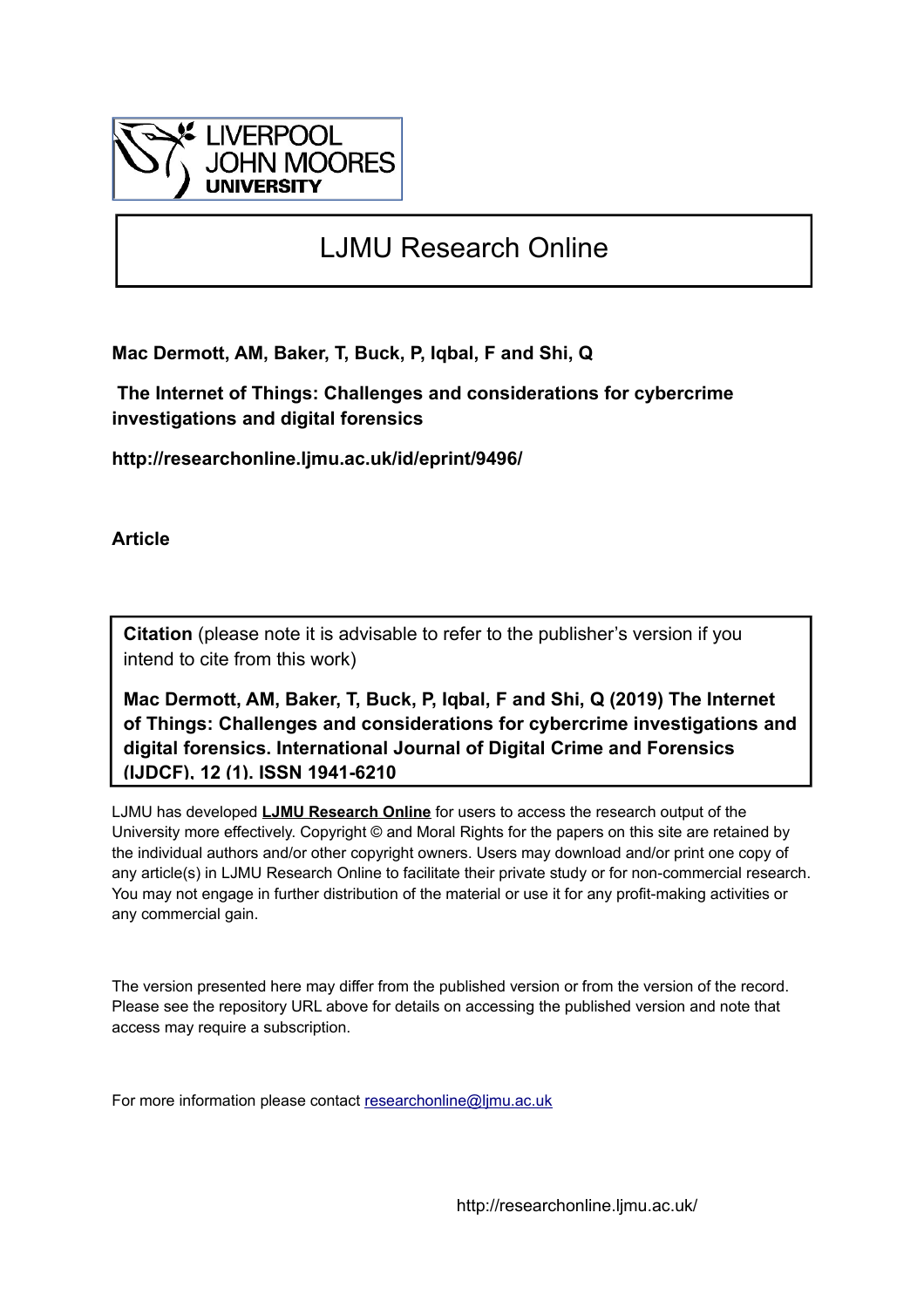LIVERPOOL JOHN MOORES UNIVERSITY

# LJMU Research Online

**Mac Dermott, AM, Baker, T, Buck, P, Iqbal, F and Shi, Q**

**The Internet of Things: Challenges and considerations for cybercrime investigations and digital forensics**

**http://researchonline.ljmu.ac.uk/id/eprint/9496/**

**Article**

**Citation** (please note it is advisable to refer to the publisher's version if you intend to cite from this work)

**Mac Dermott, AM, Baker, T, Buck, P, Iqbal, F and Shi, Q (2019) The Internet of Things: Challenges and considerations for cybercrime investigations and digital forensics. International Journal of Digital Crime and Forensics (IJDCF), 12 (1). ISSN 1941-6210**

LJMU has developed **LJMU Research Online** for users to access the research output of the University more effectively. Copyright © and Moral Rights for the papers on this site are retained by the individual authors and/or other copyright owners. Users may download and/or print one copy of any article(s) in LJMU Research Online to facilitate their private study or for non-commercial research. You may not engage in further distribution of the material or use it for any profit-making activities or any commercial gain.

The version presented here may differ from the published version or from the version of the record. Please see the repository URL above for details on accessing the published version and note that access may require a subscription.

For more information please contact researchonline@ljmu.ac.uk

http://researchonline.ljmu.ac.uk/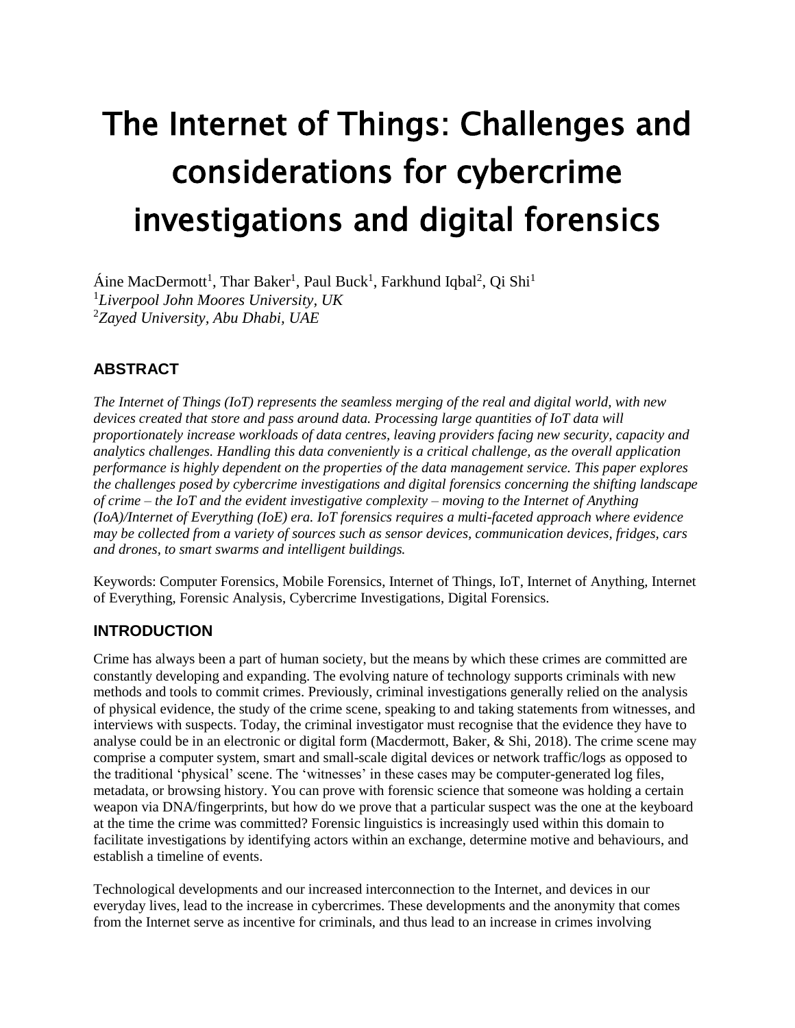# The Internet of Things: Challenges and considerations for cybercrime investigations and digital forensics

Áine MacDermott[1], Thar Baker[1], Paul Buck[1], Farkhund Iqbal[2], Qi Shi[1]

[1]*Liverpool John Moores University, UK*

[2]*Zayed University, Abu Dhabi, UAE*

## ABSTRACT

*The Internet of Things (IoT) represents the seamless merging of the real and digital world, with new devices created that store and pass around data. Processing large quantities of IoT data will proportionately increase workloads of data centres, leaving providers facing new security, capacity and analytics challenges. Handling this data conveniently is a critical challenge, as the overall application performance is highly dependent on the properties of the data management service. This paper explores the challenges posed by cybercrime investigations and digital forensics concerning the shifting landscape of crime – the IoT and the evident investigative complexity – moving to the Internet of Anything (IoA)/Internet of Everything (IoE) era. IoT forensics requires a multi-faceted approach where evidence may be collected from a variety of sources such as sensor devices, communication devices, fridges, cars and drones, to smart swarms and intelligent buildings.*

Keywords: Computer Forensics, Mobile Forensics, Internet of Things, IoT, Internet of Anything, Internet of Everything, Forensic Analysis, Cybercrime Investigations, Digital Forensics.

## INTRODUCTION

Crime has always been a part of human society, but the means by which these crimes are committed are constantly developing and expanding. The evolving nature of technology supports criminals with new methods and tools to commit crimes. Previously, criminal investigations generally relied on the analysis of physical evidence, the study of the crime scene, speaking to and taking statements from witnesses, and interviews with suspects. Today, the criminal investigator must recognise that the evidence they have to analyse could be in an electronic or digital form (Macdermott, Baker, & Shi, 2018). The crime scene may comprise a computer system, smart and small-scale digital devices or network traffic/logs as opposed to the traditional 'physical' scene. The 'witnesses' in these cases may be computer-generated log files, metadata, or browsing history. You can prove with forensic science that someone was holding a certain weapon via DNA/fingerprints, but how do we prove that a particular suspect was the one at the keyboard at the time the crime was committed? Forensic linguistics is increasingly used within this domain to facilitate investigations by identifying actors within an exchange, determine motive and behaviours, and establish a timeline of events.

Technological developments and our increased interconnection to the Internet, and devices in our everyday lives, lead to the increase in cybercrimes. These developments and the anonymity that comes from the Internet serve as incentive for criminals, and thus lead to an increase in crimes involving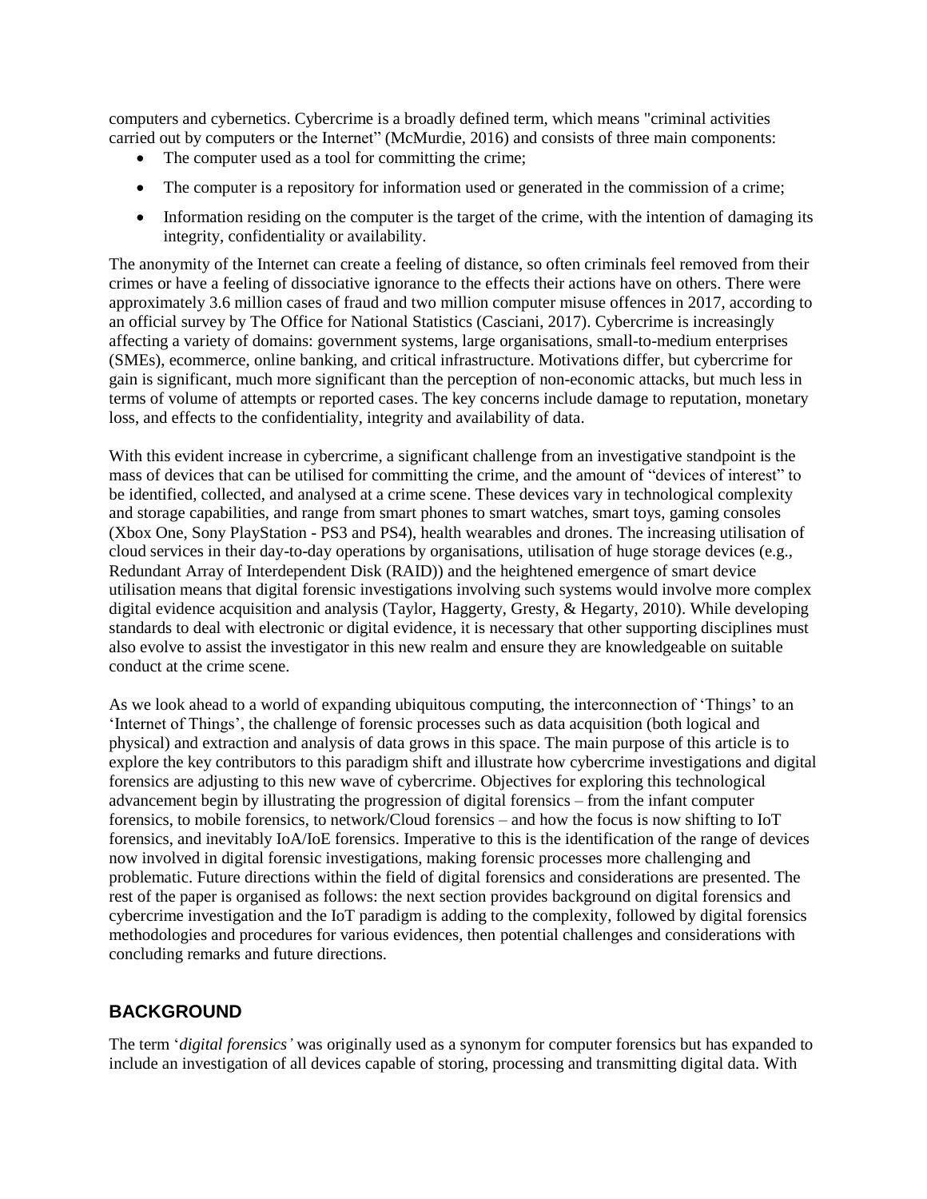computers and cybernetics. Cybercrime is a broadly defined term, which means "criminal activities carried out by computers or the Internet" (McMurdie, 2016) and consists of three main components:

- The computer used as a tool for committing the crime;
- The computer is a repository for information used or generated in the commission of a crime;
- Information residing on the computer is the target of the crime, with the intention of damaging its integrity, confidentiality or availability.

The anonymity of the Internet can create a feeling of distance, so often criminals feel removed from their crimes or have a feeling of dissociative ignorance to the effects their actions have on others. There were approximately 3.6 million cases of fraud and two million computer misuse offences in 2017, according to an official survey by The Office for National Statistics (Casciani, 2017). Cybercrime is increasingly affecting a variety of domains: government systems, large organisations, small-to-medium enterprises (SMEs), ecommerce, online banking, and critical infrastructure. Motivations differ, but cybercrime for gain is significant, much more significant than the perception of non-economic attacks, but much less in terms of volume of attempts or reported cases. The key concerns include damage to reputation, monetary loss, and effects to the confidentiality, integrity and availability of data.

With this evident increase in cybercrime, a significant challenge from an investigative standpoint is the mass of devices that can be utilised for committing the crime, and the amount of "devices of interest" to be identified, collected, and analysed at a crime scene. These devices vary in technological complexity and storage capabilities, and range from smart phones to smart watches, smart toys, gaming consoles (Xbox One, Sony PlayStation - PS3 and PS4), health wearables and drones. The increasing utilisation of cloud services in their day-to-day operations by organisations, utilisation of huge storage devices (e.g., Redundant Array of Interdependent Disk (RAID)) and the heightened emergence of smart device utilisation means that digital forensic investigations involving such systems would involve more complex digital evidence acquisition and analysis (Taylor, Haggerty, Gresty, & Hegarty, 2010). While developing standards to deal with electronic or digital evidence, it is necessary that other supporting disciplines must also evolve to assist the investigator in this new realm and ensure they are knowledgeable on suitable conduct at the crime scene.

As we look ahead to a world of expanding ubiquitous computing, the interconnection of 'Things' to an 'Internet of Things', the challenge of forensic processes such as data acquisition (both logical and physical) and extraction and analysis of data grows in this space. The main purpose of this article is to explore the key contributors to this paradigm shift and illustrate how cybercrime investigations and digital forensics are adjusting to this new wave of cybercrime. Objectives for exploring this technological advancement begin by illustrating the progression of digital forensics – from the infant computer forensics, to mobile forensics, to network/Cloud forensics – and how the focus is now shifting to IoT forensics, and inevitably IoA/IoE forensics. Imperative to this is the identification of the range of devices now involved in digital forensic investigations, making forensic processes more challenging and problematic. Future directions within the field of digital forensics and considerations are presented. The rest of the paper is organised as follows: the next section provides background on digital forensics and cybercrime investigation and the IoT paradigm is adding to the complexity, followed by digital forensics methodologies and procedures for various evidences, then potential challenges and considerations with concluding remarks and future directions.

## BACKGROUND

The term '*digital forensics'* was originally used as a synonym for computer forensics but has expanded to include an investigation of all devices capable of storing, processing and transmitting digital data. With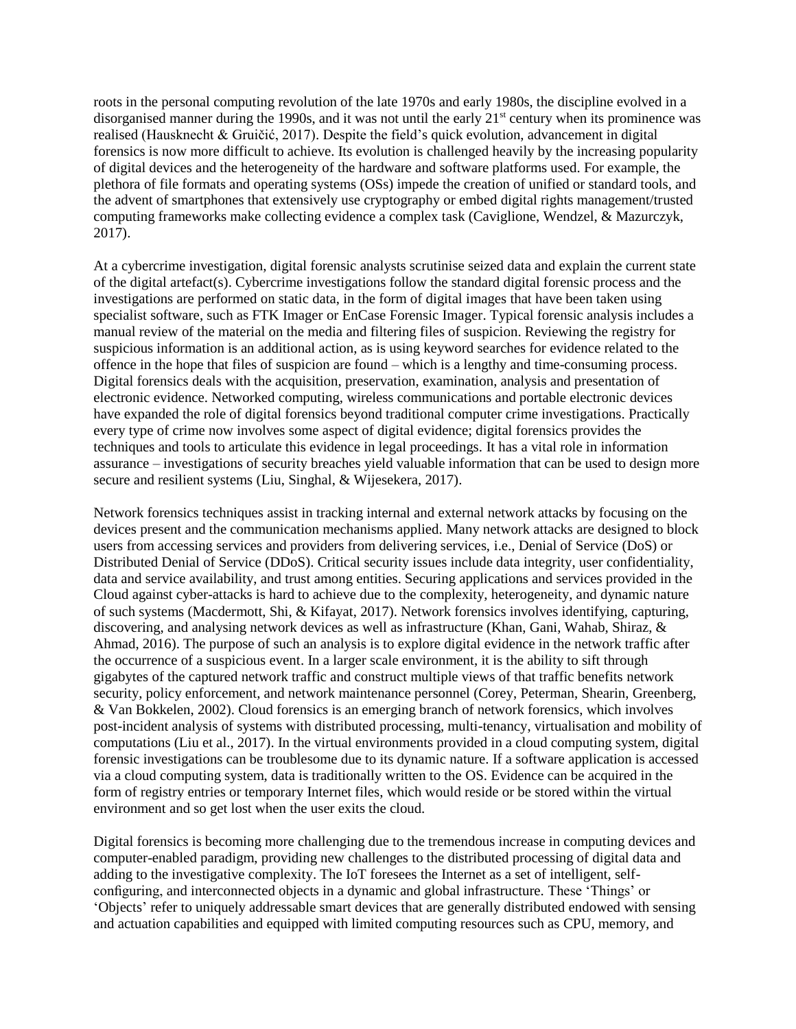roots in the personal computing revolution of the late 1970s and early 1980s, the discipline evolved in a disorganised manner during the 1990s, and it was not until the early 21st century when its prominence was realised (Hausknecht & Gruičić, 2017). Despite the field's quick evolution, advancement in digital forensics is now more difficult to achieve. Its evolution is challenged heavily by the increasing popularity of digital devices and the heterogeneity of the hardware and software platforms used. For example, the plethora of file formats and operating systems (OSs) impede the creation of unified or standard tools, and the advent of smartphones that extensively use cryptography or embed digital rights management/trusted computing frameworks make collecting evidence a complex task (Caviglione, Wendzel, & Mazurczyk, 2017).

At a cybercrime investigation, digital forensic analysts scrutinise seized data and explain the current state of the digital artefact(s). Cybercrime investigations follow the standard digital forensic process and the investigations are performed on static data, in the form of digital images that have been taken using specialist software, such as FTK Imager or EnCase Forensic Imager. Typical forensic analysis includes a manual review of the material on the media and filtering files of suspicion. Reviewing the registry for suspicious information is an additional action, as is using keyword searches for evidence related to the offence in the hope that files of suspicion are found – which is a lengthy and time-consuming process. Digital forensics deals with the acquisition, preservation, examination, analysis and presentation of electronic evidence. Networked computing, wireless communications and portable electronic devices have expanded the role of digital forensics beyond traditional computer crime investigations. Practically every type of crime now involves some aspect of digital evidence; digital forensics provides the techniques and tools to articulate this evidence in legal proceedings. It has a vital role in information assurance – investigations of security breaches yield valuable information that can be used to design more secure and resilient systems (Liu, Singhal, & Wijesekera, 2017).

Network forensics techniques assist in tracking internal and external network attacks by focusing on the devices present and the communication mechanisms applied. Many network attacks are designed to block users from accessing services and providers from delivering services, i.e., Denial of Service (DoS) or Distributed Denial of Service (DDoS). Critical security issues include data integrity, user confidentiality, data and service availability, and trust among entities. Securing applications and services provided in the Cloud against cyber-attacks is hard to achieve due to the complexity, heterogeneity, and dynamic nature of such systems (Macdermott, Shi, & Kifayat, 2017). Network forensics involves identifying, capturing, discovering, and analysing network devices as well as infrastructure (Khan, Gani, Wahab, Shiraz, & Ahmad, 2016). The purpose of such an analysis is to explore digital evidence in the network traffic after the occurrence of a suspicious event. In a larger scale environment, it is the ability to sift through gigabytes of the captured network traffic and construct multiple views of that traffic benefits network security, policy enforcement, and network maintenance personnel (Corey, Peterman, Shearin, Greenberg, & Van Bokkelen, 2002). Cloud forensics is an emerging branch of network forensics, which involves post-incident analysis of systems with distributed processing, multi-tenancy, virtualisation and mobility of computations (Liu et al., 2017). In the virtual environments provided in a cloud computing system, digital forensic investigations can be troublesome due to its dynamic nature. If a software application is accessed via a cloud computing system, data is traditionally written to the OS. Evidence can be acquired in the form of registry entries or temporary Internet files, which would reside or be stored within the virtual environment and so get lost when the user exits the cloud.

Digital forensics is becoming more challenging due to the tremendous increase in computing devices and computer-enabled paradigm, providing new challenges to the distributed processing of digital data and adding to the investigative complexity. The IoT foresees the Internet as a set of intelligent, self-configuring, and interconnected objects in a dynamic and global infrastructure. These 'Things' or 'Objects' refer to uniquely addressable smart devices that are generally distributed endowed with sensing and actuation capabilities and equipped with limited computing resources such as CPU, memory, and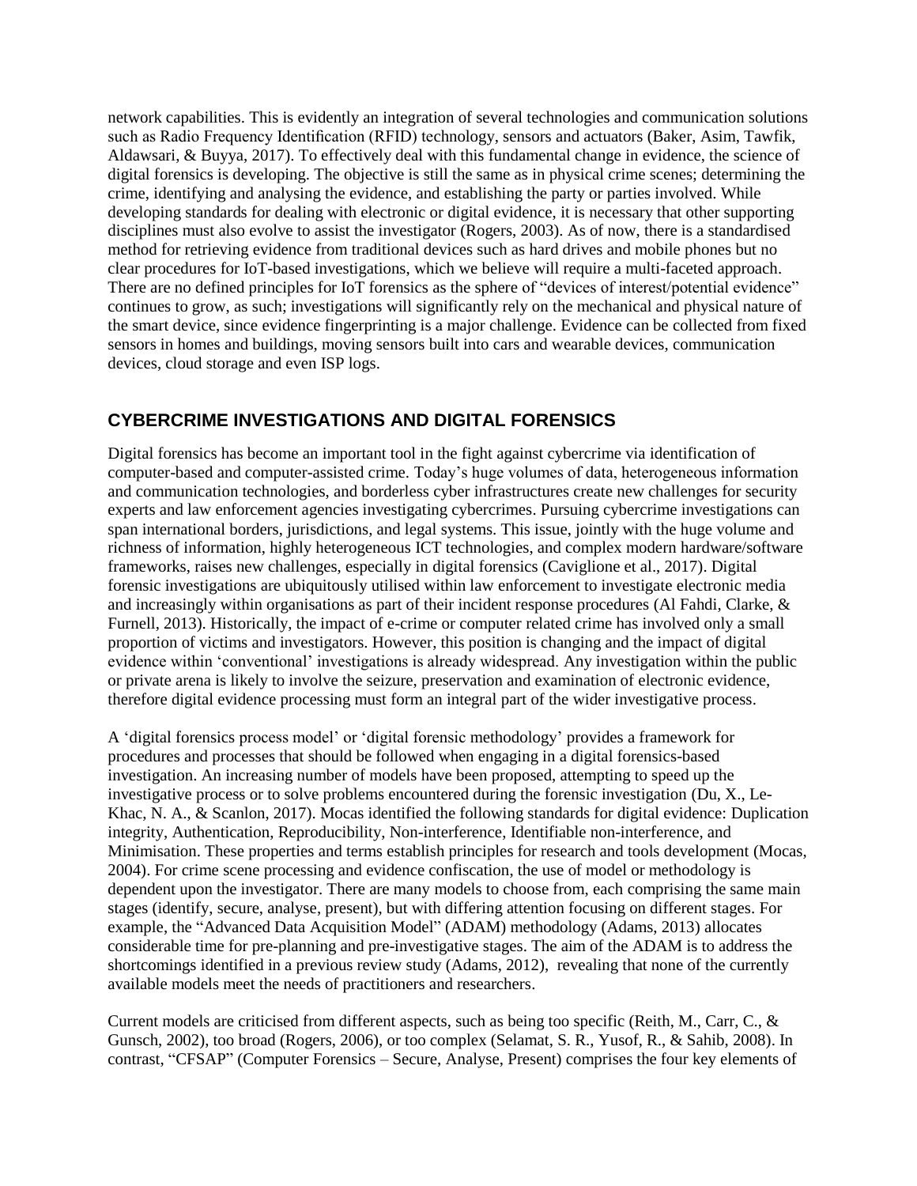network capabilities. This is evidently an integration of several technologies and communication solutions such as Radio Frequency Identification (RFID) technology, sensors and actuators (Baker, Asim, Tawfik, Aldawsari, & Buyya, 2017). To effectively deal with this fundamental change in evidence, the science of digital forensics is developing. The objective is still the same as in physical crime scenes; determining the crime, identifying and analysing the evidence, and establishing the party or parties involved. While developing standards for dealing with electronic or digital evidence, it is necessary that other supporting disciplines must also evolve to assist the investigator (Rogers, 2003). As of now, there is a standardised method for retrieving evidence from traditional devices such as hard drives and mobile phones but no clear procedures for IoT-based investigations, which we believe will require a multi-faceted approach. There are no defined principles for IoT forensics as the sphere of "devices of interest/potential evidence" continues to grow, as such; investigations will significantly rely on the mechanical and physical nature of the smart device, since evidence fingerprinting is a major challenge. Evidence can be collected from fixed sensors in homes and buildings, moving sensors built into cars and wearable devices, communication devices, cloud storage and even ISP logs.

## CYBERCRIME INVESTIGATIONS AND DIGITAL FORENSICS

Digital forensics has become an important tool in the fight against cybercrime via identification of computer-based and computer-assisted crime. Today's huge volumes of data, heterogeneous information and communication technologies, and borderless cyber infrastructures create new challenges for security experts and law enforcement agencies investigating cybercrimes. Pursuing cybercrime investigations can span international borders, jurisdictions, and legal systems. This issue, jointly with the huge volume and richness of information, highly heterogeneous ICT technologies, and complex modern hardware/software frameworks, raises new challenges, especially in digital forensics (Caviglione et al., 2017). Digital forensic investigations are ubiquitously utilised within law enforcement to investigate electronic media and increasingly within organisations as part of their incident response procedures (Al Fahdi, Clarke, & Furnell, 2013). Historically, the impact of e-crime or computer related crime has involved only a small proportion of victims and investigators. However, this position is changing and the impact of digital evidence within 'conventional' investigations is already widespread. Any investigation within the public or private arena is likely to involve the seizure, preservation and examination of electronic evidence, therefore digital evidence processing must form an integral part of the wider investigative process.

A 'digital forensics process model' or 'digital forensic methodology' provides a framework for procedures and processes that should be followed when engaging in a digital forensics-based investigation. An increasing number of models have been proposed, attempting to speed up the investigative process or to solve problems encountered during the forensic investigation (Du, X., Le-Khac, N. A., & Scanlon, 2017). Mocas identified the following standards for digital evidence: Duplication integrity, Authentication, Reproducibility, Non-interference, Identifiable non-interference, and Minimisation. These properties and terms establish principles for research and tools development (Mocas, 2004). For crime scene processing and evidence confiscation, the use of model or methodology is dependent upon the investigator. There are many models to choose from, each comprising the same main stages (identify, secure, analyse, present), but with differing attention focusing on different stages. For example, the "Advanced Data Acquisition Model" (ADAM) methodology (Adams, 2013) allocates considerable time for pre-planning and pre-investigative stages. The aim of the ADAM is to address the shortcomings identified in a previous review study (Adams, 2012), revealing that none of the currently available models meet the needs of practitioners and researchers.

Current models are criticised from different aspects, such as being too specific (Reith, M., Carr, C., & Gunsch, 2002), too broad (Rogers, 2006), or too complex (Selamat, S. R., Yusof, R., & Sahib, 2008). In contrast, "CFSAP" (Computer Forensics – Secure, Analyse, Present) comprises the four key elements of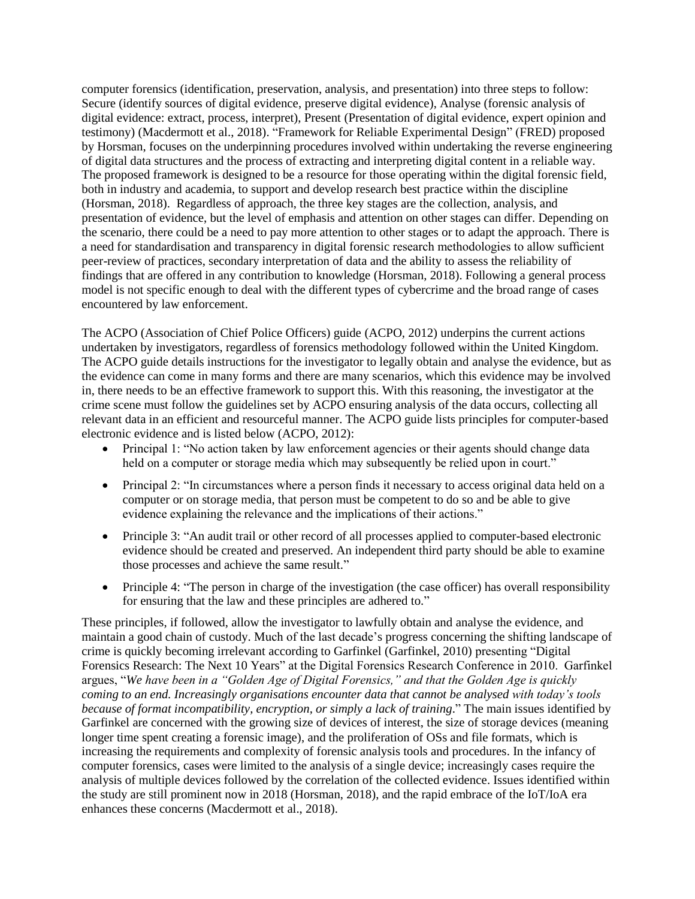computer forensics (identification, preservation, analysis, and presentation) into three steps to follow: Secure (identify sources of digital evidence, preserve digital evidence), Analyse (forensic analysis of digital evidence: extract, process, interpret), Present (Presentation of digital evidence, expert opinion and testimony) (Macdermott et al., 2018). "Framework for Reliable Experimental Design" (FRED) proposed by Horsman, focuses on the underpinning procedures involved within undertaking the reverse engineering of digital data structures and the process of extracting and interpreting digital content in a reliable way. The proposed framework is designed to be a resource for those operating within the digital forensic field, both in industry and academia, to support and develop research best practice within the discipline (Horsman, 2018). Regardless of approach, the three key stages are the collection, analysis, and presentation of evidence, but the level of emphasis and attention on other stages can differ. Depending on the scenario, there could be a need to pay more attention to other stages or to adapt the approach. There is a need for standardisation and transparency in digital forensic research methodologies to allow sufficient peer-review of practices, secondary interpretation of data and the ability to assess the reliability of findings that are offered in any contribution to knowledge (Horsman, 2018). Following a general process model is not specific enough to deal with the different types of cybercrime and the broad range of cases encountered by law enforcement.

The ACPO (Association of Chief Police Officers) guide (ACPO, 2012) underpins the current actions undertaken by investigators, regardless of forensics methodology followed within the United Kingdom. The ACPO guide details instructions for the investigator to legally obtain and analyse the evidence, but as the evidence can come in many forms and there are many scenarios, which this evidence may be involved in, there needs to be an effective framework to support this. With this reasoning, the investigator at the crime scene must follow the guidelines set by ACPO ensuring analysis of the data occurs, collecting all relevant data in an efficient and resourceful manner. The ACPO guide lists principles for computer-based electronic evidence and is listed below (ACPO, 2012):

- Principal 1: "No action taken by law enforcement agencies or their agents should change data held on a computer or storage media which may subsequently be relied upon in court."
- Principal 2: "In circumstances where a person finds it necessary to access original data held on a computer or on storage media, that person must be competent to do so and be able to give evidence explaining the relevance and the implications of their actions."
- Principle 3: "An audit trail or other record of all processes applied to computer-based electronic evidence should be created and preserved. An independent third party should be able to examine those processes and achieve the same result."
- Principle 4: "The person in charge of the investigation (the case officer) has overall responsibility for ensuring that the law and these principles are adhered to."

These principles, if followed, allow the investigator to lawfully obtain and analyse the evidence, and maintain a good chain of custody. Much of the last decade's progress concerning the shifting landscape of crime is quickly becoming irrelevant according to Garfinkel (Garfinkel, 2010) presenting "Digital Forensics Research: The Next 10 Years" at the Digital Forensics Research Conference in 2010. Garfinkel argues, "*We have been in a "Golden Age of Digital Forensics," and that the Golden Age is quickly coming to an end. Increasingly organisations encounter data that cannot be analysed with today's tools because of format incompatibility, encryption, or simply a lack of training*." The main issues identified by Garfinkel are concerned with the growing size of devices of interest, the size of storage devices (meaning longer time spent creating a forensic image), and the proliferation of OSs and file formats, which is increasing the requirements and complexity of forensic analysis tools and procedures. In the infancy of computer forensics, cases were limited to the analysis of a single device; increasingly cases require the analysis of multiple devices followed by the correlation of the collected evidence. Issues identified within the study are still prominent now in 2018 (Horsman, 2018), and the rapid embrace of the IoT/IoA era enhances these concerns (Macdermott et al., 2018).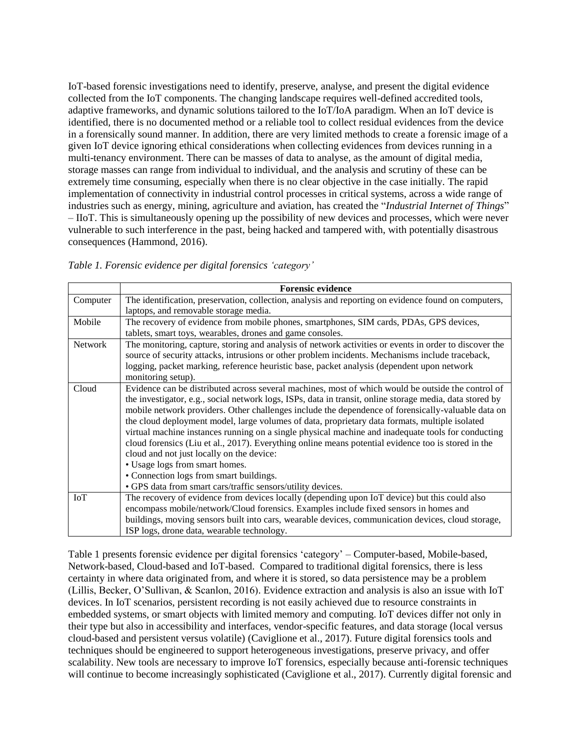IoT-based forensic investigations need to identify, preserve, analyse, and present the digital evidence collected from the IoT components. The changing landscape requires well-defined accredited tools, adaptive frameworks, and dynamic solutions tailored to the IoT/IoA paradigm. When an IoT device is identified, there is no documented method or a reliable tool to collect residual evidences from the device in a forensically sound manner. In addition, there are very limited methods to create a forensic image of a given IoT device ignoring ethical considerations when collecting evidences from devices running in a multi-tenancy environment. There can be masses of data to analyse, as the amount of digital media, storage masses can range from individual to individual, and the analysis and scrutiny of these can be extremely time consuming, especially when there is no clear objective in the case initially. The rapid implementation of connectivity in industrial control processes in critical systems, across a wide range of industries such as energy, mining, agriculture and aviation, has created the "*Industrial Internet of Things*" – IIoT. This is simultaneously opening up the possibility of new devices and processes, which were never vulnerable to such interference in the past, being hacked and tampered with, with potentially disastrous consequences (Hammond, 2016).

*Table 1. Forensic evidence per digital forensics 'category'*

| | **Forensic evidence** |
|---|---|
| Computer | The identification, preservation, collection, analysis and reporting on evidence found on computers, laptops, and removable storage media. |
| Mobile | The recovery of evidence from mobile phones, smartphones, SIM cards, PDAs, GPS devices, tablets, smart toys, wearables, drones and game consoles. |
| Network | The monitoring, capture, storing and analysis of network activities or events in order to discover the source of security attacks, intrusions or other problem incidents. Mechanisms include traceback, logging, packet marking, reference heuristic base, packet analysis (dependent upon network monitoring setup). |
| Cloud | Evidence can be distributed across several machines, most of which would be outside the control of the investigator, e.g., social network logs, ISPs, data in transit, online storage media, data stored by mobile network providers. Other challenges include the dependence of forensically-valuable data on the cloud deployment model, large volumes of data, proprietary data formats, multiple isolated virtual machine instances running on a single physical machine and inadequate tools for conducting cloud forensics (Liu et al., 2017). Everything online means potential evidence too is stored in the cloud and not just locally on the device: • Usage logs from smart homes. • Connection logs from smart buildings. • GPS data from smart cars/traffic sensors/utility devices. |
| IoT | The recovery of evidence from devices locally (depending upon IoT device) but this could also encompass mobile/network/Cloud forensics. Examples include fixed sensors in homes and buildings, moving sensors built into cars, wearable devices, communication devices, cloud storage, ISP logs, drone data, wearable technology. |

Table 1 presents forensic evidence per digital forensics 'category' – Computer-based, Mobile-based, Network-based, Cloud-based and IoT-based. Compared to traditional digital forensics, there is less certainty in where data originated from, and where it is stored, so data persistence may be a problem (Lillis, Becker, O'Sullivan, & Scanlon, 2016). Evidence extraction and analysis is also an issue with IoT devices. In IoT scenarios, persistent recording is not easily achieved due to resource constraints in embedded systems, or smart objects with limited memory and computing. IoT devices differ not only in their type but also in accessibility and interfaces, vendor-specific features, and data storage (local versus cloud-based and persistent versus volatile) (Caviglione et al., 2017). Future digital forensics tools and techniques should be engineered to support heterogeneous investigations, preserve privacy, and offer scalability. New tools are necessary to improve IoT forensics, especially because anti-forensic techniques will continue to become increasingly sophisticated (Caviglione et al., 2017). Currently digital forensic and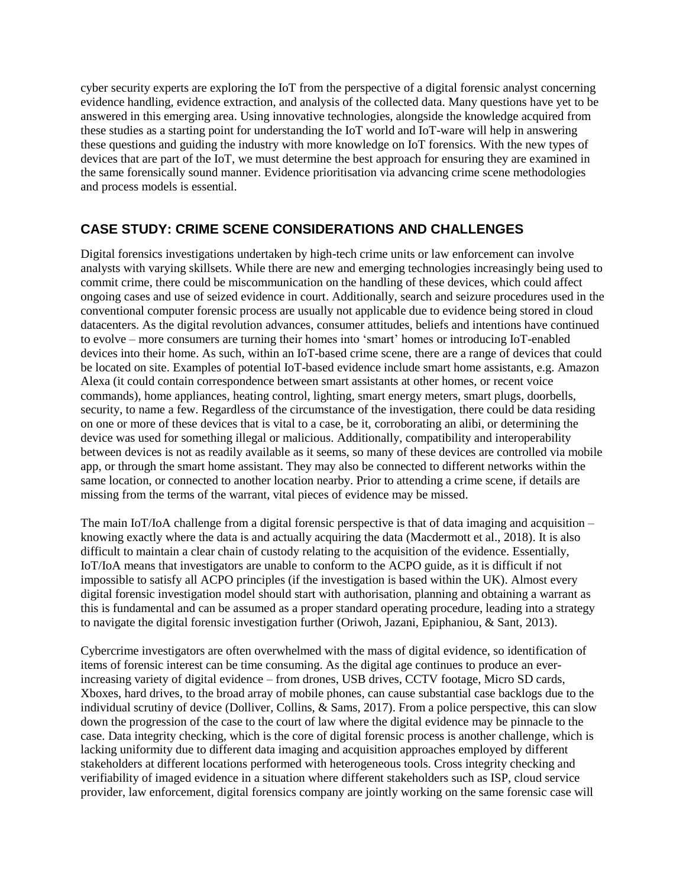cyber security experts are exploring the IoT from the perspective of a digital forensic analyst concerning evidence handling, evidence extraction, and analysis of the collected data. Many questions have yet to be answered in this emerging area. Using innovative technologies, alongside the knowledge acquired from these studies as a starting point for understanding the IoT world and IoT-ware will help in answering these questions and guiding the industry with more knowledge on IoT forensics. With the new types of devices that are part of the IoT, we must determine the best approach for ensuring they are examined in the same forensically sound manner. Evidence prioritisation via advancing crime scene methodologies and process models is essential.

## CASE STUDY: CRIME SCENE CONSIDERATIONS AND CHALLENGES

Digital forensics investigations undertaken by high-tech crime units or law enforcement can involve analysts with varying skillsets. While there are new and emerging technologies increasingly being used to commit crime, there could be miscommunication on the handling of these devices, which could affect ongoing cases and use of seized evidence in court. Additionally, search and seizure procedures used in the conventional computer forensic process are usually not applicable due to evidence being stored in cloud datacenters. As the digital revolution advances, consumer attitudes, beliefs and intentions have continued to evolve – more consumers are turning their homes into 'smart' homes or introducing IoT-enabled devices into their home. As such, within an IoT-based crime scene, there are a range of devices that could be located on site. Examples of potential IoT-based evidence include smart home assistants, e.g. Amazon Alexa (it could contain correspondence between smart assistants at other homes, or recent voice commands), home appliances, heating control, lighting, smart energy meters, smart plugs, doorbells, security, to name a few. Regardless of the circumstance of the investigation, there could be data residing on one or more of these devices that is vital to a case, be it, corroborating an alibi, or determining the device was used for something illegal or malicious. Additionally, compatibility and interoperability between devices is not as readily available as it seems, so many of these devices are controlled via mobile app, or through the smart home assistant. They may also be connected to different networks within the same location, or connected to another location nearby. Prior to attending a crime scene, if details are missing from the terms of the warrant, vital pieces of evidence may be missed.

The main IoT/IoA challenge from a digital forensic perspective is that of data imaging and acquisition – knowing exactly where the data is and actually acquiring the data (Macdermott et al., 2018). It is also difficult to maintain a clear chain of custody relating to the acquisition of the evidence. Essentially, IoT/IoA means that investigators are unable to conform to the ACPO guide, as it is difficult if not impossible to satisfy all ACPO principles (if the investigation is based within the UK). Almost every digital forensic investigation model should start with authorisation, planning and obtaining a warrant as this is fundamental and can be assumed as a proper standard operating procedure, leading into a strategy to navigate the digital forensic investigation further (Oriwoh, Jazani, Epiphaniou, & Sant, 2013).

Cybercrime investigators are often overwhelmed with the mass of digital evidence, so identification of items of forensic interest can be time consuming. As the digital age continues to produce an ever-increasing variety of digital evidence – from drones, USB drives, CCTV footage, Micro SD cards, Xboxes, hard drives, to the broad array of mobile phones, can cause substantial case backlogs due to the individual scrutiny of device (Dolliver, Collins, & Sams, 2017). From a police perspective, this can slow down the progression of the case to the court of law where the digital evidence may be pinnacle to the case. Data integrity checking, which is the core of digital forensic process is another challenge, which is lacking uniformity due to different data imaging and acquisition approaches employed by different stakeholders at different locations performed with heterogeneous tools. Cross integrity checking and verifiability of imaged evidence in a situation where different stakeholders such as ISP, cloud service provider, law enforcement, digital forensics company are jointly working on the same forensic case will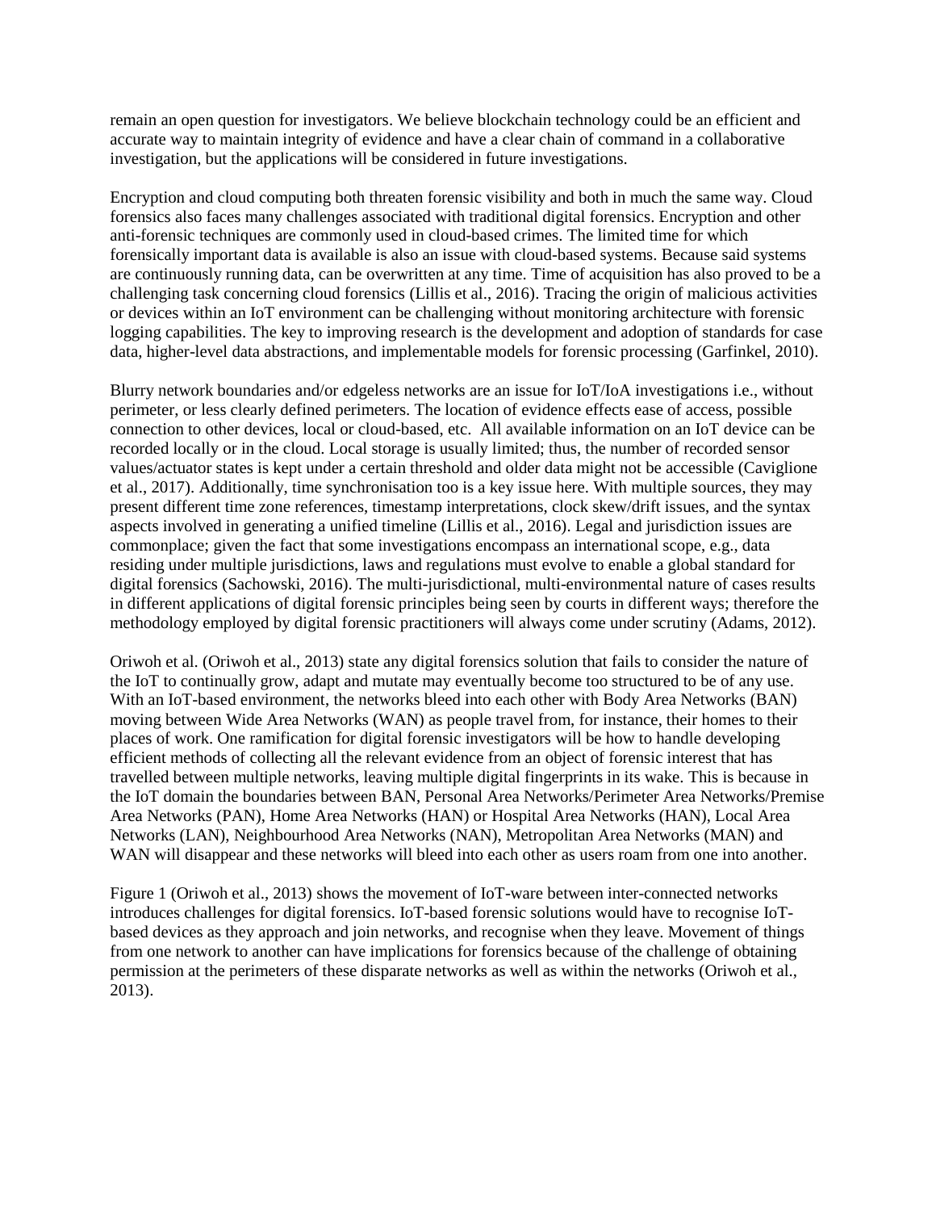remain an open question for investigators. We believe blockchain technology could be an efficient and accurate way to maintain integrity of evidence and have a clear chain of command in a collaborative investigation, but the applications will be considered in future investigations.

Encryption and cloud computing both threaten forensic visibility and both in much the same way. Cloud forensics also faces many challenges associated with traditional digital forensics. Encryption and other anti-forensic techniques are commonly used in cloud-based crimes. The limited time for which forensically important data is available is also an issue with cloud-based systems. Because said systems are continuously running data, can be overwritten at any time. Time of acquisition has also proved to be a challenging task concerning cloud forensics (Lillis et al., 2016). Tracing the origin of malicious activities or devices within an IoT environment can be challenging without monitoring architecture with forensic logging capabilities. The key to improving research is the development and adoption of standards for case data, higher-level data abstractions, and implementable models for forensic processing (Garfinkel, 2010).

Blurry network boundaries and/or edgeless networks are an issue for IoT/IoA investigations i.e., without perimeter, or less clearly defined perimeters. The location of evidence effects ease of access, possible connection to other devices, local or cloud-based, etc. All available information on an IoT device can be recorded locally or in the cloud. Local storage is usually limited; thus, the number of recorded sensor values/actuator states is kept under a certain threshold and older data might not be accessible (Caviglione et al., 2017). Additionally, time synchronisation too is a key issue here. With multiple sources, they may present different time zone references, timestamp interpretations, clock skew/drift issues, and the syntax aspects involved in generating a unified timeline (Lillis et al., 2016). Legal and jurisdiction issues are commonplace; given the fact that some investigations encompass an international scope, e.g., data residing under multiple jurisdictions, laws and regulations must evolve to enable a global standard for digital forensics (Sachowski, 2016). The multi-jurisdictional, multi-environmental nature of cases results in different applications of digital forensic principles being seen by courts in different ways; therefore the methodology employed by digital forensic practitioners will always come under scrutiny (Adams, 2012).

Oriwoh et al. (Oriwoh et al., 2013) state any digital forensics solution that fails to consider the nature of the IoT to continually grow, adapt and mutate may eventually become too structured to be of any use. With an IoT-based environment, the networks bleed into each other with Body Area Networks (BAN) moving between Wide Area Networks (WAN) as people travel from, for instance, their homes to their places of work. One ramification for digital forensic investigators will be how to handle developing efficient methods of collecting all the relevant evidence from an object of forensic interest that has travelled between multiple networks, leaving multiple digital fingerprints in its wake. This is because in the IoT domain the boundaries between BAN, Personal Area Networks/Perimeter Area Networks/Premise Area Networks (PAN), Home Area Networks (HAN) or Hospital Area Networks (HAN), Local Area Networks (LAN), Neighbourhood Area Networks (NAN), Metropolitan Area Networks (MAN) and WAN will disappear and these networks will bleed into each other as users roam from one into another.

Figure 1 (Oriwoh et al., 2013) shows the movement of IoT-ware between inter-connected networks introduces challenges for digital forensics. IoT-based forensic solutions would have to recognise IoT-based devices as they approach and join networks, and recognise when they leave. Movement of things from one network to another can have implications for forensics because of the challenge of obtaining permission at the perimeters of these disparate networks as well as within the networks (Oriwoh et al., 2013).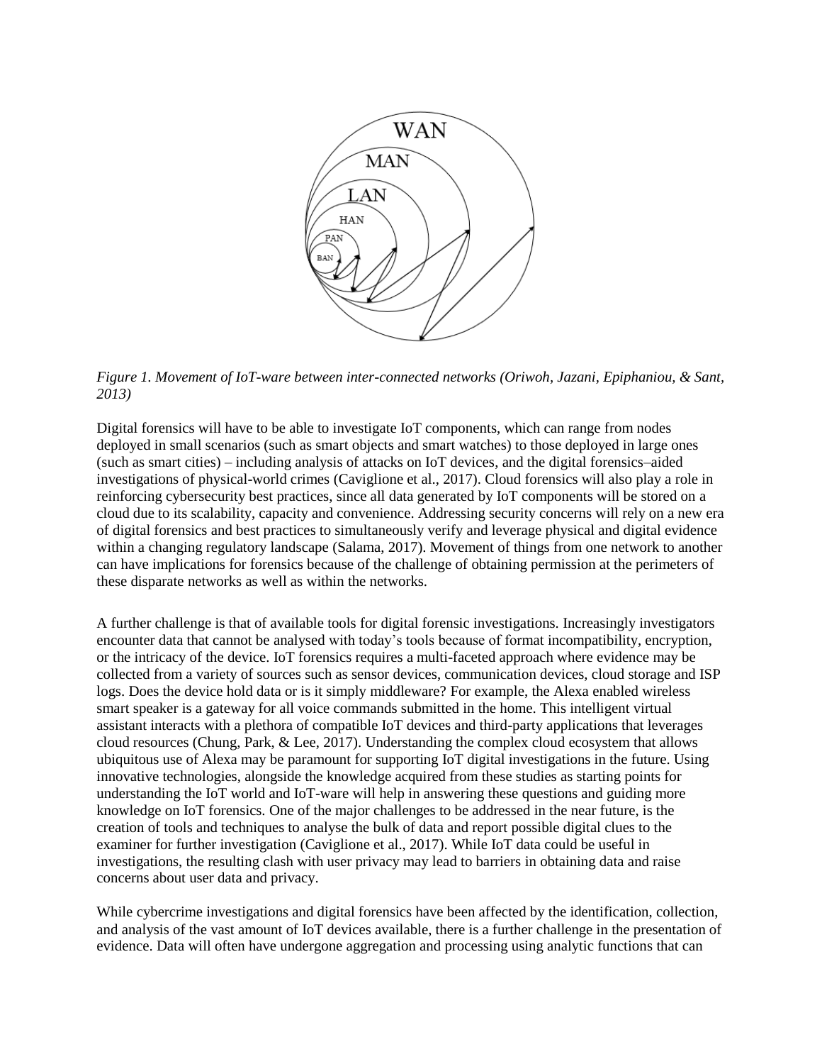*Figure 1. Movement of IoT-ware between inter-connected networks (Oriwoh, Jazani, Epiphaniou, & Sant, 2013)*

Digital forensics will have to be able to investigate IoT components, which can range from nodes deployed in small scenarios (such as smart objects and smart watches) to those deployed in large ones (such as smart cities) – including analysis of attacks on IoT devices, and the digital forensics–aided investigations of physical-world crimes (Caviglione et al., 2017). Cloud forensics will also play a role in reinforcing cybersecurity best practices, since all data generated by IoT components will be stored on a cloud due to its scalability, capacity and convenience. Addressing security concerns will rely on a new era of digital forensics and best practices to simultaneously verify and leverage physical and digital evidence within a changing regulatory landscape (Salama, 2017). Movement of things from one network to another can have implications for forensics because of the challenge of obtaining permission at the perimeters of these disparate networks as well as within the networks.

A further challenge is that of available tools for digital forensic investigations. Increasingly investigators encounter data that cannot be analysed with today's tools because of format incompatibility, encryption, or the intricacy of the device. IoT forensics requires a multi-faceted approach where evidence may be collected from a variety of sources such as sensor devices, communication devices, cloud storage and ISP logs. Does the device hold data or is it simply middleware? For example, the Alexa enabled wireless smart speaker is a gateway for all voice commands submitted in the home. This intelligent virtual assistant interacts with a plethora of compatible IoT devices and third-party applications that leverages cloud resources (Chung, Park, & Lee, 2017). Understanding the complex cloud ecosystem that allows ubiquitous use of Alexa may be paramount for supporting IoT digital investigations in the future. Using innovative technologies, alongside the knowledge acquired from these studies as starting points for understanding the IoT world and IoT-ware will help in answering these questions and guiding more knowledge on IoT forensics. One of the major challenges to be addressed in the near future, is the creation of tools and techniques to analyse the bulk of data and report possible digital clues to the examiner for further investigation (Caviglione et al., 2017). While IoT data could be useful in investigations, the resulting clash with user privacy may lead to barriers in obtaining data and raise concerns about user data and privacy.

While cybercrime investigations and digital forensics have been affected by the identification, collection, and analysis of the vast amount of IoT devices available, there is a further challenge in the presentation of evidence. Data will often have undergone aggregation and processing using analytic functions that can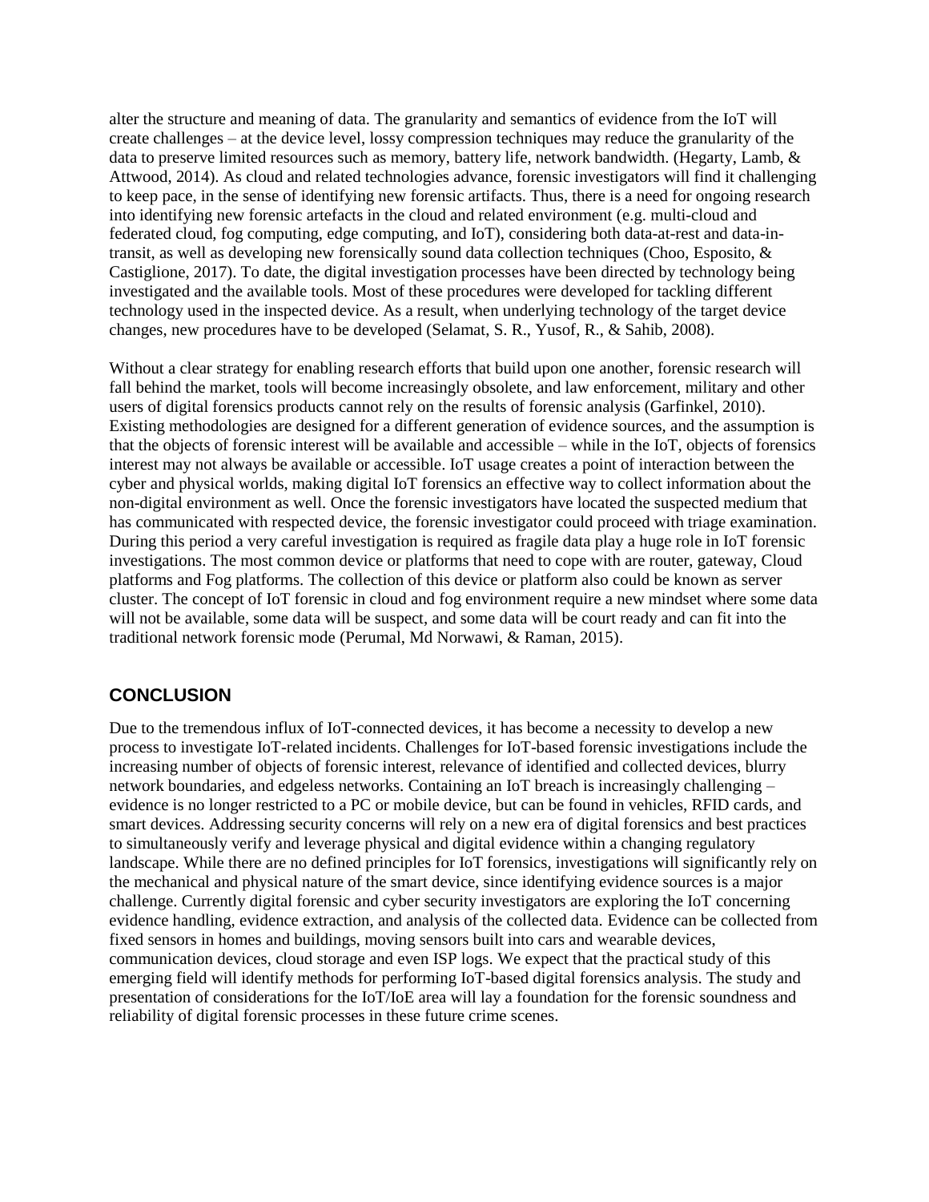alter the structure and meaning of data. The granularity and semantics of evidence from the IoT will create challenges – at the device level, lossy compression techniques may reduce the granularity of the data to preserve limited resources such as memory, battery life, network bandwidth. (Hegarty, Lamb, & Attwood, 2014). As cloud and related technologies advance, forensic investigators will find it challenging to keep pace, in the sense of identifying new forensic artifacts. Thus, there is a need for ongoing research into identifying new forensic artefacts in the cloud and related environment (e.g. multi-cloud and federated cloud, fog computing, edge computing, and IoT), considering both data-at-rest and data-in-transit, as well as developing new forensically sound data collection techniques (Choo, Esposito, & Castiglione, 2017). To date, the digital investigation processes have been directed by technology being investigated and the available tools. Most of these procedures were developed for tackling different technology used in the inspected device. As a result, when underlying technology of the target device changes, new procedures have to be developed (Selamat, S. R., Yusof, R., & Sahib, 2008).

Without a clear strategy for enabling research efforts that build upon one another, forensic research will fall behind the market, tools will become increasingly obsolete, and law enforcement, military and other users of digital forensics products cannot rely on the results of forensic analysis (Garfinkel, 2010). Existing methodologies are designed for a different generation of evidence sources, and the assumption is that the objects of forensic interest will be available and accessible – while in the IoT, objects of forensics interest may not always be available or accessible. IoT usage creates a point of interaction between the cyber and physical worlds, making digital IoT forensics an effective way to collect information about the non-digital environment as well. Once the forensic investigators have located the suspected medium that has communicated with respected device, the forensic investigator could proceed with triage examination. During this period a very careful investigation is required as fragile data play a huge role in IoT forensic investigations. The most common device or platforms that need to cope with are router, gateway, Cloud platforms and Fog platforms. The collection of this device or platform also could be known as server cluster. The concept of IoT forensic in cloud and fog environment require a new mindset where some data will not be available, some data will be suspect, and some data will be court ready and can fit into the traditional network forensic mode (Perumal, Md Norwawi, & Raman, 2015).

## CONCLUSION

Due to the tremendous influx of IoT-connected devices, it has become a necessity to develop a new process to investigate IoT-related incidents. Challenges for IoT-based forensic investigations include the increasing number of objects of forensic interest, relevance of identified and collected devices, blurry network boundaries, and edgeless networks. Containing an IoT breach is increasingly challenging – evidence is no longer restricted to a PC or mobile device, but can be found in vehicles, RFID cards, and smart devices. Addressing security concerns will rely on a new era of digital forensics and best practices to simultaneously verify and leverage physical and digital evidence within a changing regulatory landscape. While there are no defined principles for IoT forensics, investigations will significantly rely on the mechanical and physical nature of the smart device, since identifying evidence sources is a major challenge. Currently digital forensic and cyber security investigators are exploring the IoT concerning evidence handling, evidence extraction, and analysis of the collected data. Evidence can be collected from fixed sensors in homes and buildings, moving sensors built into cars and wearable devices, communication devices, cloud storage and even ISP logs. We expect that the practical study of this emerging field will identify methods for performing IoT-based digital forensics analysis. The study and presentation of considerations for the IoT/IoE area will lay a foundation for the forensic soundness and reliability of digital forensic processes in these future crime scenes.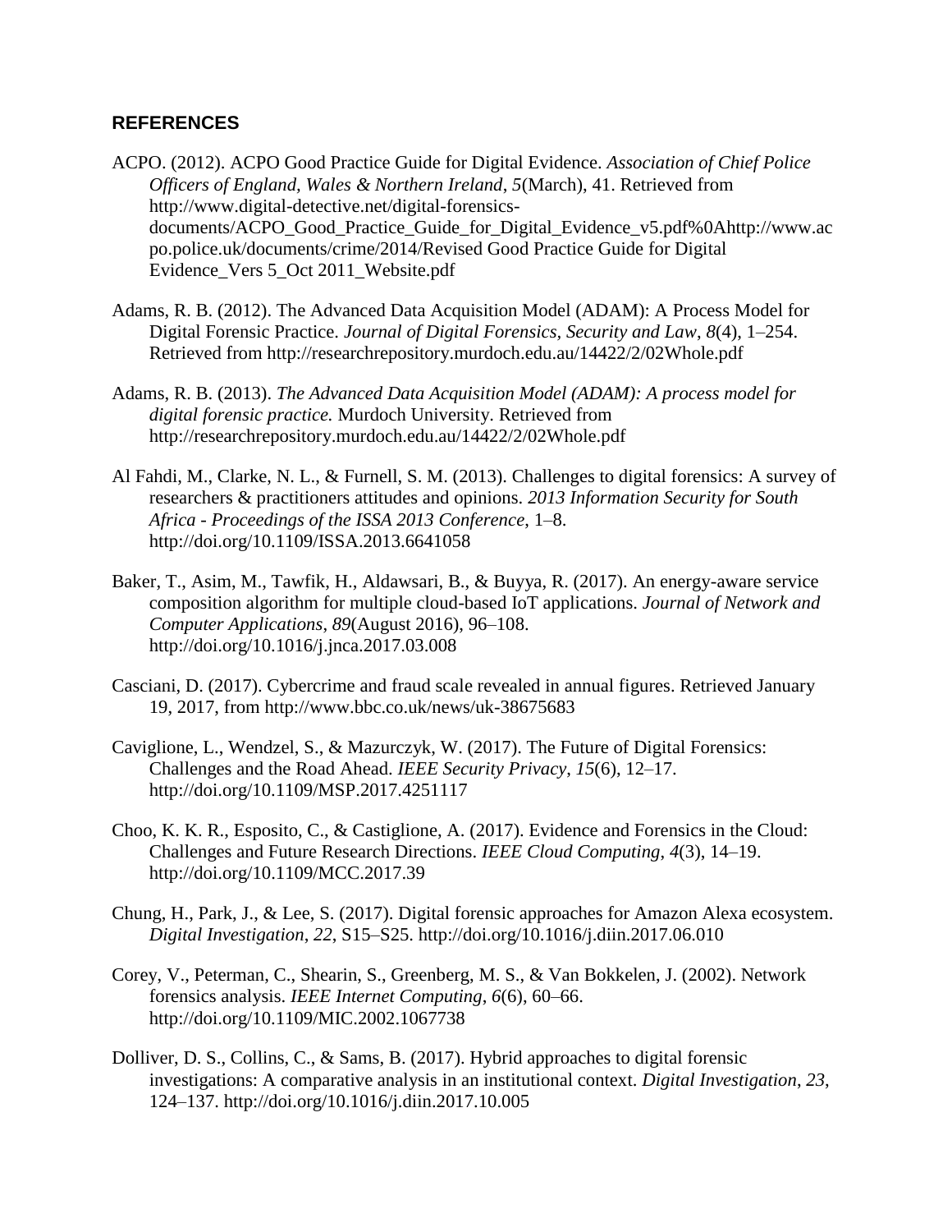## REFERENCES

ACPO. (2012). ACPO Good Practice Guide for Digital Evidence. *Association of Chief Police Officers of England, Wales & Northern Ireland*, *5*(March), 41. Retrieved from http://www.digital-detective.net/digital-forensics-documents/ACPO_Good_Practice_Guide_for_Digital_Evidence_v5.pdf%0Ahttp://www.acpo.police.uk/documents/crime/2014/Revised Good Practice Guide for Digital Evidence_Vers 5_Oct 2011_Website.pdf

Adams, R. B. (2012). The Advanced Data Acquisition Model (ADAM): A Process Model for Digital Forensic Practice. *Journal of Digital Forensics, Security and Law*, *8*(4), 1–254. Retrieved from http://researchrepository.murdoch.edu.au/14422/2/02Whole.pdf

Adams, R. B. (2013). *The Advanced Data Acquisition Model (ADAM): A process model for digital forensic practice.* Murdoch University. Retrieved from http://researchrepository.murdoch.edu.au/14422/2/02Whole.pdf

Al Fahdi, M., Clarke, N. L., & Furnell, S. M. (2013). Challenges to digital forensics: A survey of researchers & practitioners attitudes and opinions. *2013 Information Security for South Africa - Proceedings of the ISSA 2013 Conference*, 1–8. http://doi.org/10.1109/ISSA.2013.6641058

Baker, T., Asim, M., Tawfik, H., Aldawsari, B., & Buyya, R. (2017). An energy-aware service composition algorithm for multiple cloud-based IoT applications. *Journal of Network and Computer Applications*, *89*(August 2016), 96–108. http://doi.org/10.1016/j.jnca.2017.03.008

Casciani, D. (2017). Cybercrime and fraud scale revealed in annual figures. Retrieved January 19, 2017, from http://www.bbc.co.uk/news/uk-38675683

Caviglione, L., Wendzel, S., & Mazurczyk, W. (2017). The Future of Digital Forensics: Challenges and the Road Ahead. *IEEE Security Privacy*, *15*(6), 12–17. http://doi.org/10.1109/MSP.2017.4251117

Choo, K. K. R., Esposito, C., & Castiglione, A. (2017). Evidence and Forensics in the Cloud: Challenges and Future Research Directions. *IEEE Cloud Computing*, *4*(3), 14–19. http://doi.org/10.1109/MCC.2017.39

Chung, H., Park, J., & Lee, S. (2017). Digital forensic approaches for Amazon Alexa ecosystem. *Digital Investigation*, *22*, S15–S25. http://doi.org/10.1016/j.diin.2017.06.010

Corey, V., Peterman, C., Shearin, S., Greenberg, M. S., & Van Bokkelen, J. (2002). Network forensics analysis. *IEEE Internet Computing*, *6*(6), 60–66. http://doi.org/10.1109/MIC.2002.1067738

Dolliver, D. S., Collins, C., & Sams, B. (2017). Hybrid approaches to digital forensic investigations: A comparative analysis in an institutional context. *Digital Investigation*, *23*, 124–137. http://doi.org/10.1016/j.diin.2017.10.005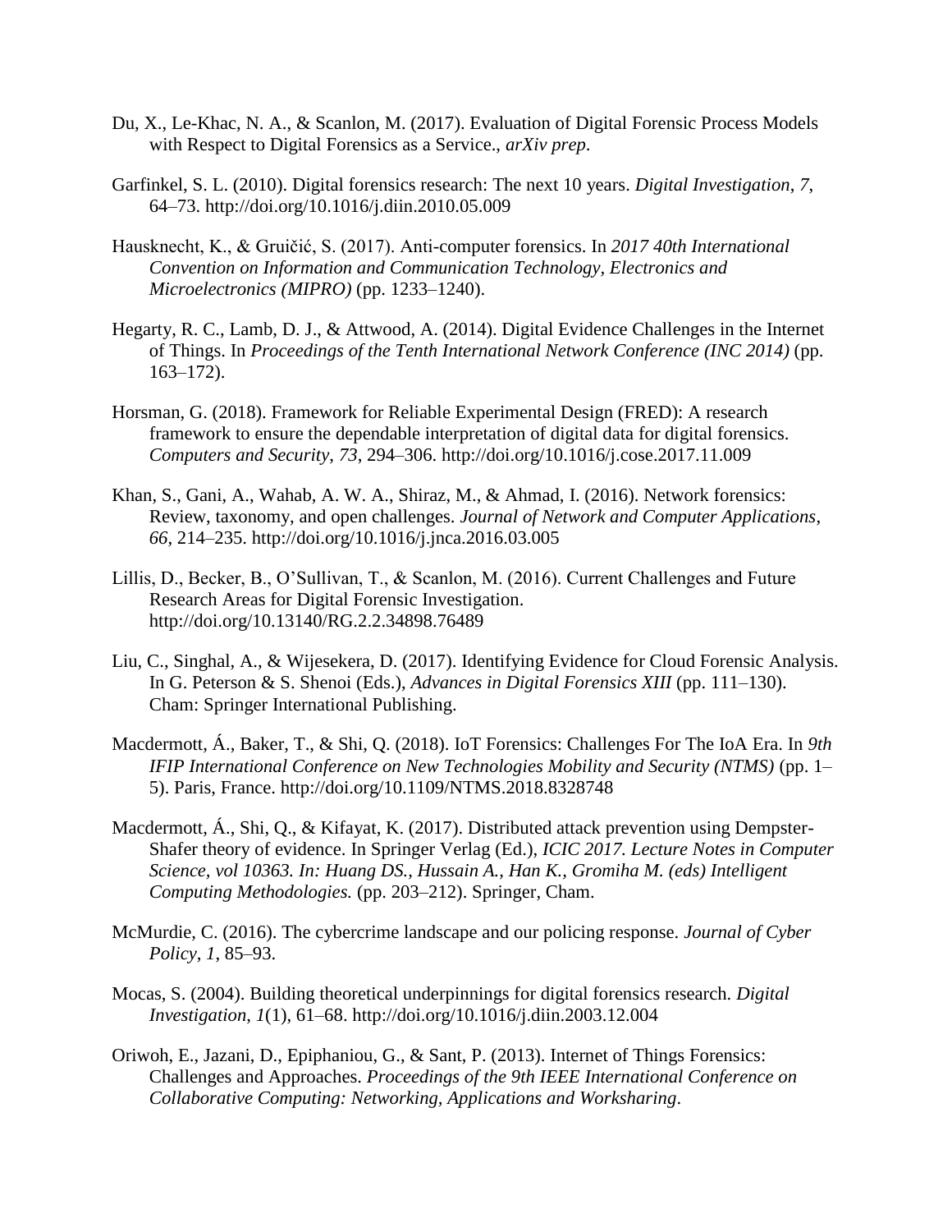Du, X., Le-Khac, N. A., & Scanlon, M. (2017). Evaluation of Digital Forensic Process Models with Respect to Digital Forensics as a Service., *arXiv prep*.

Garfinkel, S. L. (2010). Digital forensics research: The next 10 years. *Digital Investigation*, *7*, 64–73. http://doi.org/10.1016/j.diin.2010.05.009

Hausknecht, K., & Gruičić, S. (2017). Anti-computer forensics. In *2017 40th International Convention on Information and Communication Technology, Electronics and Microelectronics (MIPRO)* (pp. 1233–1240).

Hegarty, R. C., Lamb, D. J., & Attwood, A. (2014). Digital Evidence Challenges in the Internet of Things. In *Proceedings of the Tenth International Network Conference (INC 2014)* (pp. 163–172).

Horsman, G. (2018). Framework for Reliable Experimental Design (FRED): A research framework to ensure the dependable interpretation of digital data for digital forensics. *Computers and Security*, *73*, 294–306. http://doi.org/10.1016/j.cose.2017.11.009

Khan, S., Gani, A., Wahab, A. W. A., Shiraz, M., & Ahmad, I. (2016). Network forensics: Review, taxonomy, and open challenges. *Journal of Network and Computer Applications*, *66*, 214–235. http://doi.org/10.1016/j.jnca.2016.03.005

Lillis, D., Becker, B., O'Sullivan, T., & Scanlon, M. (2016). Current Challenges and Future Research Areas for Digital Forensic Investigation. http://doi.org/10.13140/RG.2.2.34898.76489

Liu, C., Singhal, A., & Wijesekera, D. (2017). Identifying Evidence for Cloud Forensic Analysis. In G. Peterson & S. Shenoi (Eds.), *Advances in Digital Forensics XIII* (pp. 111–130). Cham: Springer International Publishing.

Macdermott, Á., Baker, T., & Shi, Q. (2018). IoT Forensics: Challenges For The IoA Era. In *9th IFIP International Conference on New Technologies Mobility and Security (NTMS)* (pp. 1–5). Paris, France. http://doi.org/10.1109/NTMS.2018.8328748

Macdermott, Á., Shi, Q., & Kifayat, K. (2017). Distributed attack prevention using Dempster-Shafer theory of evidence. In Springer Verlag (Ed.), *ICIC 2017. Lecture Notes in Computer Science, vol 10363. In: Huang DS., Hussain A., Han K., Gromiha M. (eds) Intelligent Computing Methodologies.* (pp. 203–212). Springer, Cham.

McMurdie, C. (2016). The cybercrime landscape and our policing response. *Journal of Cyber Policy*, *1*, 85–93.

Mocas, S. (2004). Building theoretical underpinnings for digital forensics research. *Digital Investigation*, *1*(1), 61–68. http://doi.org/10.1016/j.diin.2003.12.004

Oriwoh, E., Jazani, D., Epiphaniou, G., & Sant, P. (2013). Internet of Things Forensics: Challenges and Approaches. *Proceedings of the 9th IEEE International Conference on Collaborative Computing: Networking, Applications and Worksharing*.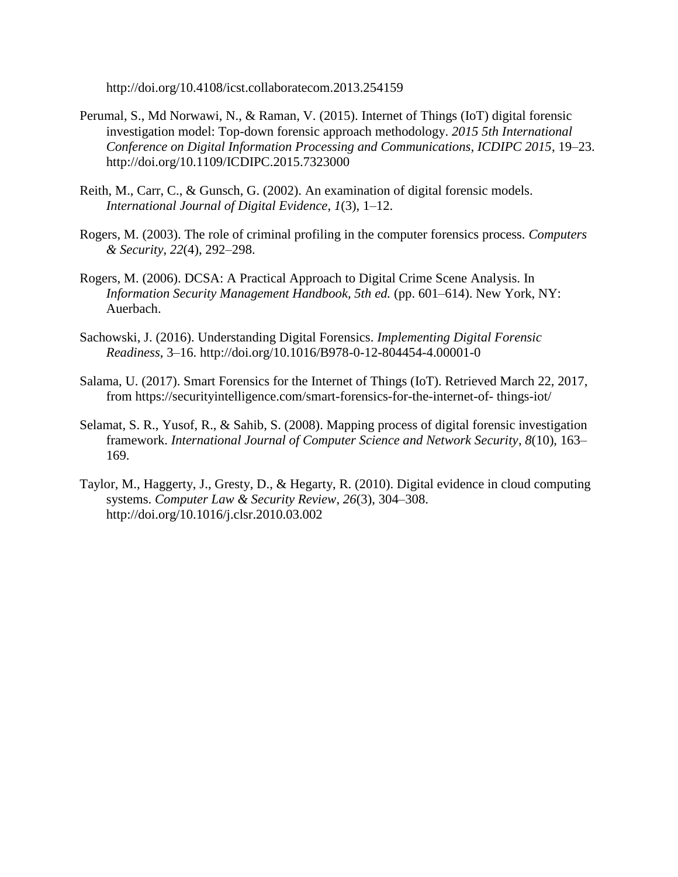http://doi.org/10.4108/icst.collaboratecom.2013.254159

Perumal, S., Md Norwawi, N., & Raman, V. (2015). Internet of Things (IoT) digital forensic investigation model: Top-down forensic approach methodology. *2015 5th International Conference on Digital Information Processing and Communications, ICDIPC 2015*, 19–23. http://doi.org/10.1109/ICDIPC.2015.7323000

Reith, M., Carr, C., & Gunsch, G. (2002). An examination of digital forensic models. *International Journal of Digital Evidence*, *1*(3), 1–12.

Rogers, M. (2003). The role of criminal profiling in the computer forensics process. *Computers & Security*, *22*(4), 292–298.

Rogers, M. (2006). DCSA: A Practical Approach to Digital Crime Scene Analysis. In *Information Security Management Handbook, 5th ed.* (pp. 601–614). New York, NY: Auerbach.

Sachowski, J. (2016). Understanding Digital Forensics. *Implementing Digital Forensic Readiness*, 3–16. http://doi.org/10.1016/B978-0-12-804454-4.00001-0

Salama, U. (2017). Smart Forensics for the Internet of Things (IoT). Retrieved March 22, 2017, from https://securityintelligence.com/smart-forensics-for-the-internet-of- things-iot/

Selamat, S. R., Yusof, R., & Sahib, S. (2008). Mapping process of digital forensic investigation framework. *International Journal of Computer Science and Network Security*, *8*(10), 163–169.

Taylor, M., Haggerty, J., Gresty, D., & Hegarty, R. (2010). Digital evidence in cloud computing systems. *Computer Law & Security Review*, *26*(3), 304–308. http://doi.org/10.1016/j.clsr.2010.03.002